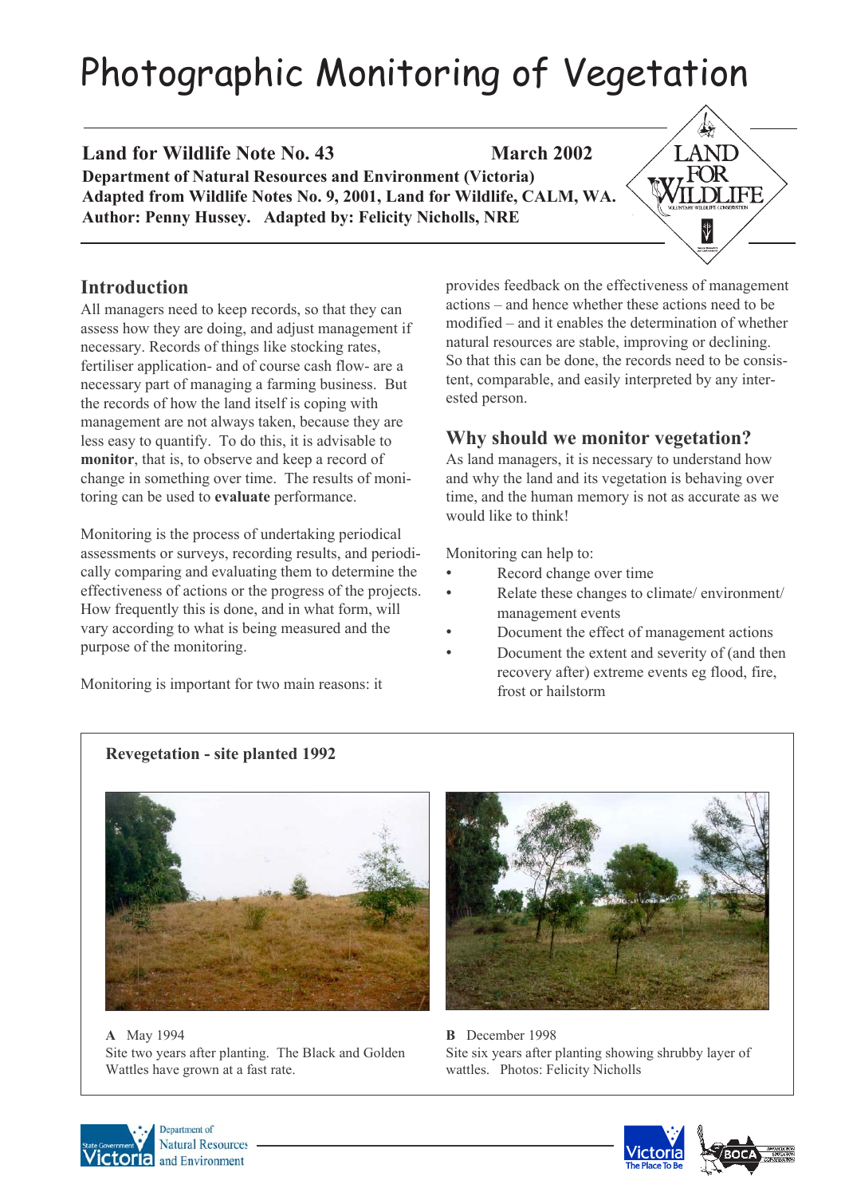# Photographic Monitoring of Vegetation

**Land for Wildlife Note No. 43** **March 2002**
**Department of Natural Resources and Environment (Victoria)**
**Adapted from Wildlife Notes No. 9, 2001, Land for Wildlife, CALM, WA.**
**Author: Penny Hussey. Adapted by: Felicity Nicholls, NRE**

## Introduction

All managers need to keep records, so that they can assess how they are doing, and adjust management if necessary. Records of things like stocking rates, fertiliser application- and of course cash flow- are a necessary part of managing a farming business. But the records of how the land itself is coping with management are not always taken, because they are less easy to quantify. To do this, it is advisable to **monitor**, that is, to observe and keep a record of change in something over time. The results of monitoring can be used to **evaluate** performance.

Monitoring is the process of undertaking periodical assessments or surveys, recording results, and periodically comparing and evaluating them to determine the effectiveness of actions or the progress of the projects. How frequently this is done, and in what form, will vary according to what is being measured and the purpose of the monitoring.

Monitoring is important for two main reasons: it provides feedback on the effectiveness of management actions – and hence whether these actions need to be modified – and it enables the determination of whether natural resources are stable, improving or declining. So that this can be done, the records need to be consistent, comparable, and easily interpreted by any interested person.

## Why should we monitor vegetation?

As land managers, it is necessary to understand how and why the land and its vegetation is behaving over time, and the human memory is not as accurate as we would like to think!

Monitoring can help to:

- Record change over time
- Relate these changes to climate/ environment/ management events
- Document the effect of management actions
- Document the extent and severity of (and then recovery after) extreme events eg flood, fire, frost or hailstorm

**Revegetation - site planted 1992**

**A** May 1994
Site two years after planting. The Black and Golden Wattles have grown at a fast rate.

**B** December 1998
Site six years after planting showing shrubby layer of wattles. Photos: Felicity Nicholls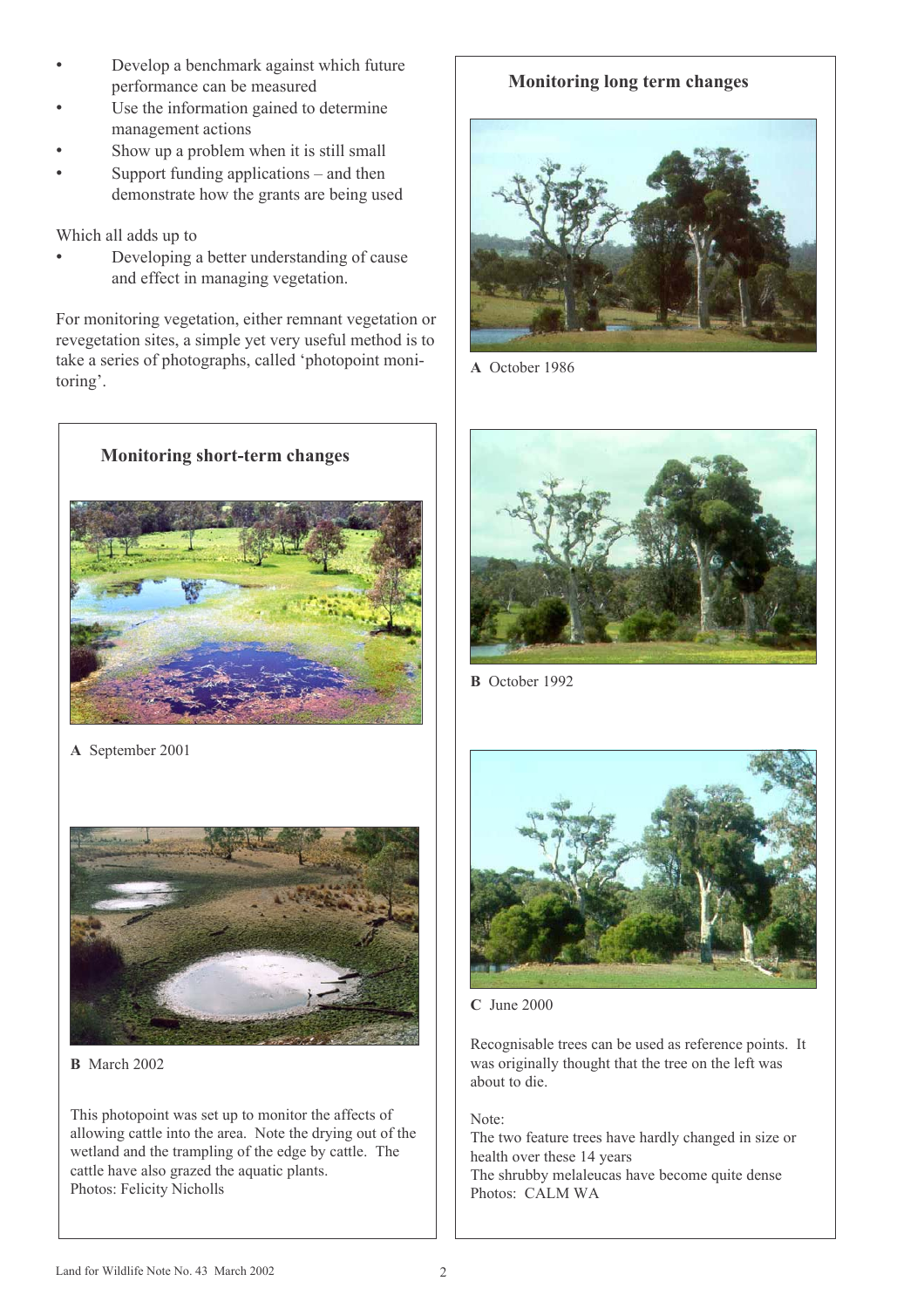- Develop a benchmark against which future performance can be measured
- Use the information gained to determine management actions
- Show up a problem when it is still small
- Support funding applications – and then demonstrate how the grants are being used

Which all adds up to

- Developing a better understanding of cause and effect in managing vegetation.

For monitoring vegetation, either remnant vegetation or revegetation sites, a simple yet very useful method is to take a series of photographs, called 'photopoint monitoring'.

### Monitoring short-term changes

**A** September 2001

**B** March 2002

This photopoint was set up to monitor the affects of allowing cattle into the area. Note the drying out of the wetland and the trampling of the edge by cattle. The cattle have also grazed the aquatic plants.
Photos: Felicity Nicholls

### Monitoring long term changes

**A** October 1986

**B** October 1992

**C** June 2000

Recognisable trees can be used as reference points. It was originally thought that the tree on the left was about to die.

Note:
The two feature trees have hardly changed in size or health over these 14 years
The shrubby melaleucas have become quite dense
Photos: CALM WA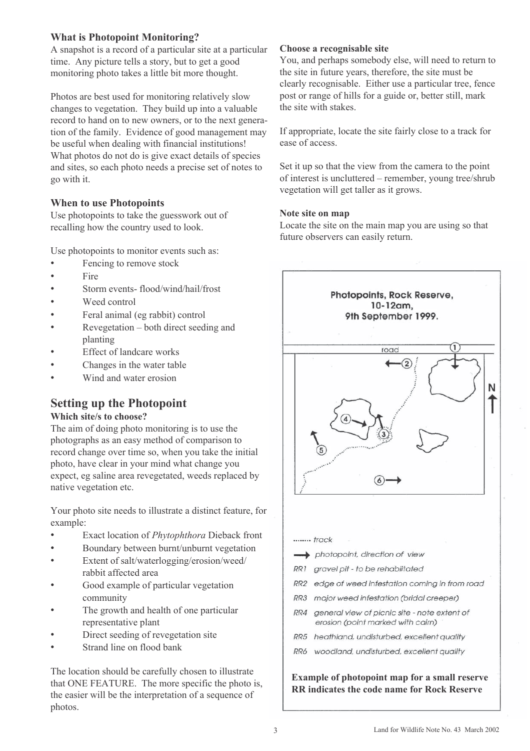### What is Photopoint Monitoring?

A snapshot is a record of a particular site at a particular time. Any picture tells a story, but to get a good monitoring photo takes a little bit more thought.

Photos are best used for monitoring relatively slow changes to vegetation. They build up into a valuable record to hand on to new owners, or to the next generation of the family. Evidence of good management may be useful when dealing with financial institutions! What photos do not do is give exact details of species and sites, so each photo needs a precise set of notes to go with it.

### When to use Photopoints

Use photopoints to take the guesswork out of recalling how the country used to look.

Use photopoints to monitor events such as:

- Fencing to remove stock
- Fire
- Storm events- flood/wind/hail/frost
- Weed control
- Feral animal (eg rabbit) control
- Revegetation – both direct seeding and planting
- Effect of landcare works
- Changes in the water table
- Wind and water erosion

## Setting up the Photopoint

**Which site/s to choose?**

The aim of doing photo monitoring is to use the photographs as an easy method of comparison to record change over time so, when you take the initial photo, have clear in your mind what change you expect, eg saline area revegetated, weeds replaced by native vegetation etc.

Your photo site needs to illustrate a distinct feature, for example:

- Exact location of *Phytophthora* Dieback front
- Boundary between burnt/unburnt vegetation
- Extent of salt/waterlogging/erosion/weed/rabbit affected area
- Good example of particular vegetation community
- The growth and health of one particular representative plant
- Direct seeding of revegetation site
- Strand line on flood bank

The location should be carefully chosen to illustrate that ONE FEATURE. The more specific the photo is, the easier will be the interpretation of a sequence of photos.

**Choose a recognisable site**

You, and perhaps somebody else, will need to return to the site in future years, therefore, the site must be clearly recognisable. Either use a particular tree, fence post or range of hills for a guide or, better still, mark the site with stakes.

If appropriate, locate the site fairly close to a track for ease of access.

Set it up so that the view from the camera to the point of interest is uncluttered – remember, young tree/shrub vegetation will get taller as it grows.

**Note site on map**

Locate the site on the main map you are using so that future observers can easily return.

**Photopoints, Rock Reserve, 10-12am, 9th September 1999.**

road

N

........ track

→ photopoint, direction of view

RR1 gravel pit - to be rehabilitated

RR2 edge of weed infestation coming in from road

RR3 major weed infestation (bridal creeper)

RR4 general view of picnic site - note extent of erosion (point marked with cairn)

RR5 heathland, undisturbed, excellent quality

RR6 woodland, undisturbed, excellent quality

**Example of photopoint map for a small reserve**
**RR indicates the code name for Rock Reserve**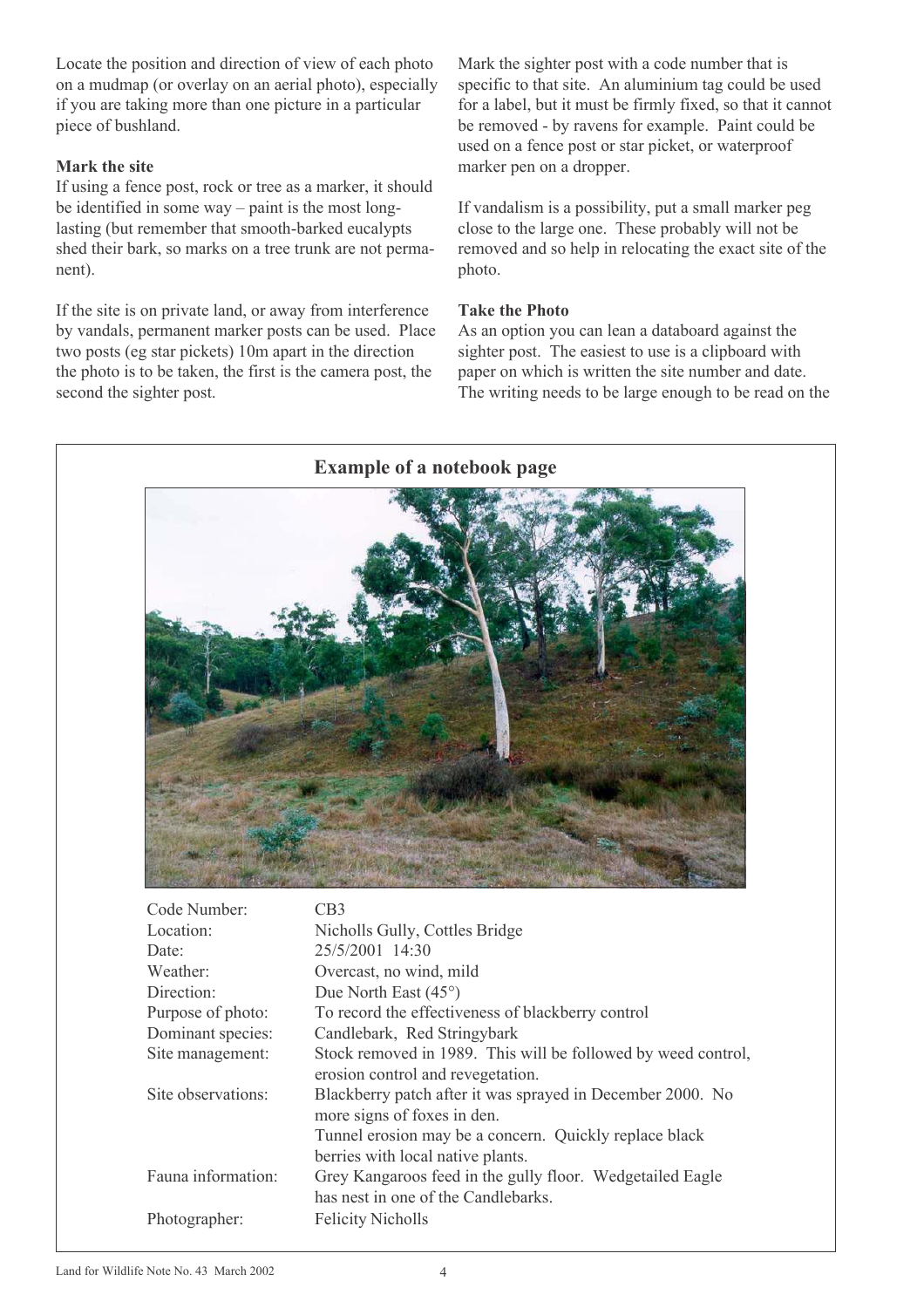Locate the position and direction of view of each photo on a mudmap (or overlay on an aerial photo), especially if you are taking more than one picture in a particular piece of bushland.

**Mark the site**

If using a fence post, rock or tree as a marker, it should be identified in some way – paint is the most long-lasting (but remember that smooth-barked eucalypts shed their bark, so marks on a tree trunk are not permanent).

If the site is on private land, or away from interference by vandals, permanent marker posts can be used. Place two posts (eg star pickets) 10m apart in the direction the photo is to be taken, the first is the camera post, the second the sighter post.

Mark the sighter post with a code number that is specific to that site. An aluminium tag could be used for a label, but it must be firmly fixed, so that it cannot be removed - by ravens for example. Paint could be used on a fence post or star picket, or waterproof marker pen on a dropper.

If vandalism is a possibility, put a small marker peg close to the large one. These probably will not be removed and so help in relocating the exact site of the photo.

**Take the Photo**

As an option you can lean a databoard against the sighter post. The easiest to use is a clipboard with paper on which is written the site number and date. The writing needs to be large enough to be read on the

## Example of a notebook page

| | |
|---|---|
| Code Number: | CB3 |
| Location: | Nicholls Gully, Cottles Bridge |
| Date: | 25/5/2001 14:30 |
| Weather: | Overcast, no wind, mild |
| Direction: | Due North East (45°) |
| Purpose of photo: | To record the effectiveness of blackberry control |
| Dominant species: | Candlebark, Red Stringybark |
| Site management: | Stock removed in 1989. This will be followed by weed control, erosion control and revegetation. |
| Site observations: | Blackberry patch after it was sprayed in December 2000. No more signs of foxes in den. Tunnel erosion may be a concern. Quickly replace black berries with local native plants. |
| Fauna information: | Grey Kangaroos feed in the gully floor. Wedgetailed Eagle has nest in one of the Candlebarks. |
| Photographer: | Felicity Nicholls |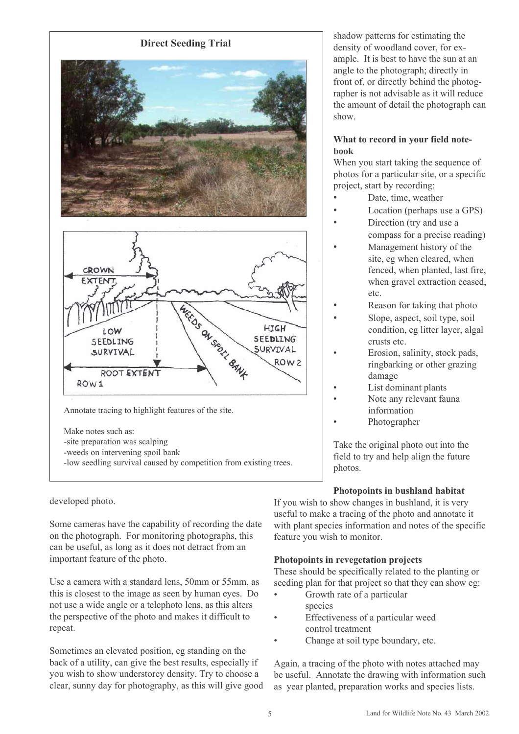### Direct Seeding Trial

Annotate tracing to highlight features of the site.

Make notes such as:
-site preparation was scalping
-weeds on intervening spoil bank
-low seedling survival caused by competition from existing trees.

developed photo.

Some cameras have the capability of recording the date on the photograph. For monitoring photographs, this can be useful, as long as it does not detract from an important feature of the photo.

Use a camera with a standard lens, 50mm or 55mm, as this is closest to the image as seen by human eyes. Do not use a wide angle or a telephoto lens, as this alters the perspective of the photo and makes it difficult to repeat.

Sometimes an elevated position, eg standing on the back of a utility, can give the best results, especially if you wish to show understorey density. Try to choose a clear, sunny day for photography, as this will give good shadow patterns for estimating the density of woodland cover, for example. It is best to have the sun at an angle to the photograph; directly in front of, or directly behind the photographer is not advisable as it will reduce the amount of detail the photograph can show.

**What to record in your field notebook**

When you start taking the sequence of photos for a particular site, or a specific project, start by recording:

- Date, time, weather
- Location (perhaps use a GPS)
- Direction (try and use a compass for a precise reading)
- Management history of the site, eg when cleared, when fenced, when planted, last fire, when gravel extraction ceased, etc.
- Reason for taking that photo
- Slope, aspect, soil type, soil condition, eg litter layer, algal crusts etc.
- Erosion, salinity, stock pads, ringbarking or other grazing damage
- List dominant plants
- Note any relevant fauna information
- Photographer

Take the original photo out into the field to try and help align the future photos.

**Photopoints in bushland habitat**

If you wish to show changes in bushland, it is very useful to make a tracing of the photo and annotate it with plant species information and notes of the specific feature you wish to monitor.

**Photopoints in revegetation projects**

These should be specifically related to the planting or seeding plan for that project so that they can show eg:

- Growth rate of a particular species
- Effectiveness of a particular weed control treatment
- Change at soil type boundary, etc.

Again, a tracing of the photo with notes attached may be useful. Annotate the drawing with information such as year planted, preparation works and species lists.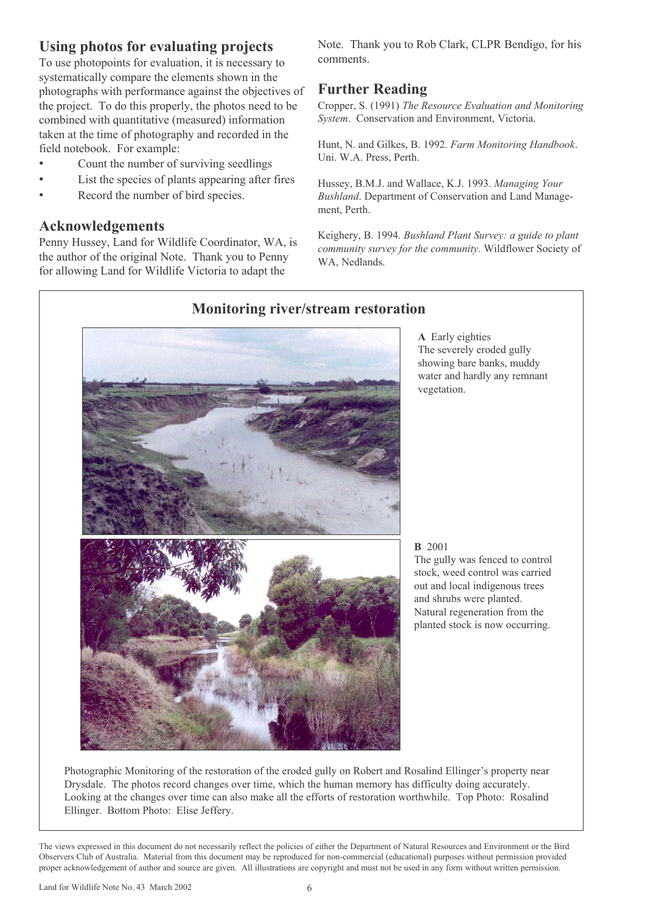## Using photos for evaluating projects

To use photopoints for evaluation, it is necessary to systematically compare the elements shown in the photographs with performance against the objectives of the project. To do this properly, the photos need to be combined with quantitative (measured) information taken at the time of photography and recorded in the field notebook. For example:

- Count the number of surviving seedlings
- List the species of plants appearing after fires
- Record the number of bird species.

## Acknowledgements

Penny Hussey, Land for Wildlife Coordinator, WA, is the author of the original Note. Thank you to Penny for allowing Land for Wildlife Victoria to adapt the Note. Thank you to Rob Clark, CLPR Bendigo, for his comments.

## Further Reading

Cropper, S. (1991) *The Resource Evaluation and Monitoring System*. Conservation and Environment, Victoria.

Hunt, N. and Gilkes, B. 1992. *Farm Monitoring Handbook*. Uni. W.A. Press, Perth.

Hussey, B.M.J. and Wallace, K.J. 1993. *Managing Your Bushland*. Department of Conservation and Land Management, Perth.

Keighery, B. 1994. *Bushland Plant Survey: a guide to plant community survey for the community*. Wildflower Society of WA, Nedlands.

## Monitoring river/stream restoration

**A** Early eighties
The severely eroded gully showing bare banks, muddy water and hardly any remnant vegetation.

**B** 2001
The gully was fenced to control stock, weed control was carried out and local indigenous trees and shrubs were planted. Natural regeneration from the planted stock is now occurring.

Photographic Monitoring of the restoration of the eroded gully on Robert and Rosalind Ellinger's property near Drysdale. The photos record changes over time, which the human memory has difficulty doing accurately. Looking at the changes over time can also make all the efforts of restoration worthwhile. Top Photo: Rosalind Ellinger. Bottom Photo: Elise Jeffery.

The views expressed in this document do not necessarily reflect the policies of either the Department of Natural Resources and Environment or the Bird Observers Club of Australia. Material from this document may be reproduced for non-commercial (educational) purposes without permission provided proper acknowledgement of author and source are given. All illustrations are copyright and must not be used in any form without written permission.